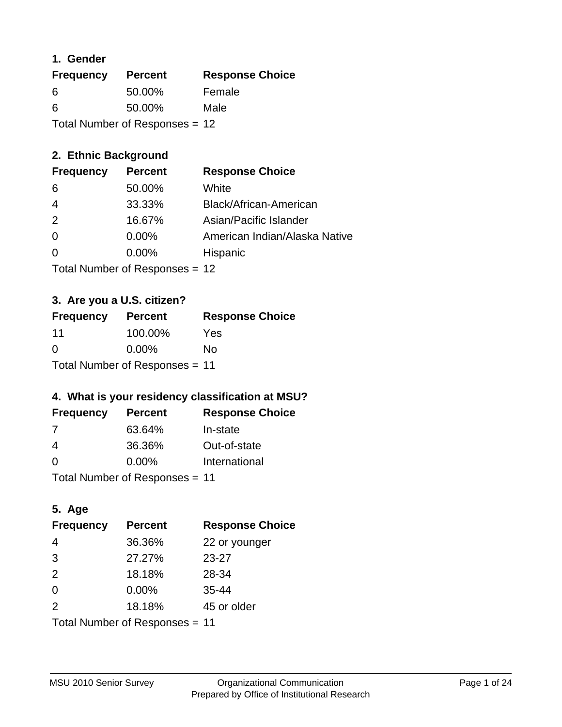### 1. Gender

| Frequency | Percent | Response Choice |
|---|---|---|
| 6 | 50.00% | Female |
| 6 | 50.00% | Male |

Total Number of Responses = 12

### 2. Ethnic Background

| Frequency | Percent | Response Choice |
|---|---|---|
| 6 | 50.00% | White |
| 4 | 33.33% | Black/African-American |
| 2 | 16.67% | Asian/Pacific Islander |
| 0 | 0.00% | American Indian/Alaska Native |
| 0 | 0.00% | Hispanic |

Total Number of Responses = 12

### 3. Are you a U.S. citizen?

| Frequency | Percent | Response Choice |
|---|---|---|
| 11 | 100.00% | Yes |
| 0 | 0.00% | No |

Total Number of Responses = 11

### 4. What is your residency classification at MSU?

| Frequency | Percent | Response Choice |
|---|---|---|
| 7 | 63.64% | In-state |
| 4 | 36.36% | Out-of-state |
| 0 | 0.00% | International |

Total Number of Responses = 11

### 5. Age

| Frequency | Percent | Response Choice |
|---|---|---|
| 4 | 36.36% | 22 or younger |
| 3 | 27.27% | 23-27 |
| 2 | 18.18% | 28-34 |
| 0 | 0.00% | 35-44 |
| 2 | 18.18% | 45 or older |

Total Number of Responses = 11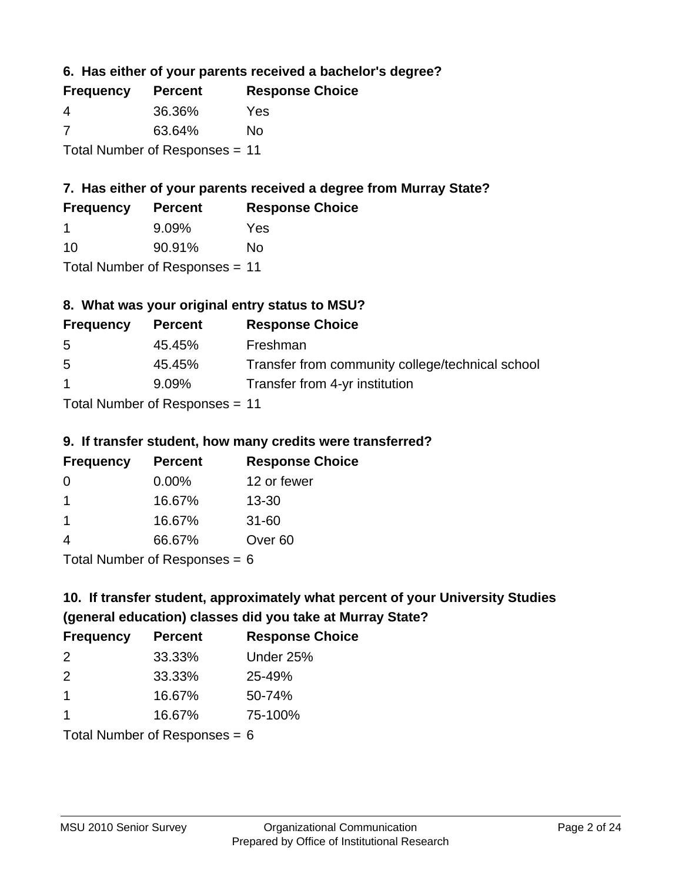### 6. Has either of your parents received a bachelor's degree?

| Frequency | Percent | Response Choice |
|---|---|---|
| 4 | 36.36% | Yes |
| 7 | 63.64% | No |

Total Number of Responses = 11

### 7. Has either of your parents received a degree from Murray State?

| Frequency | Percent | Response Choice |
|---|---|---|
| 1 | 9.09% | Yes |
| 10 | 90.91% | No |

Total Number of Responses = 11

### 8. What was your original entry status to MSU?

| Frequency | Percent | Response Choice |
|---|---|---|
| 5 | 45.45% | Freshman |
| 5 | 45.45% | Transfer from community college/technical school |
| 1 | 9.09% | Transfer from 4-yr institution |

Total Number of Responses = 11

### 9. If transfer student, how many credits were transferred?

| Frequency | Percent | Response Choice |
|---|---|---|
| 0 | 0.00% | 12 or fewer |
| 1 | 16.67% | 13-30 |
| 1 | 16.67% | 31-60 |
| 4 | 66.67% | Over 60 |

Total Number of Responses = 6

### 10. If transfer student, approximately what percent of your University Studies (general education) classes did you take at Murray State?

| Frequency | Percent | Response Choice |
|---|---|---|
| 2 | 33.33% | Under 25% |
| 2 | 33.33% | 25-49% |
| 1 | 16.67% | 50-74% |
| 1 | 16.67% | 75-100% |

Total Number of Responses = 6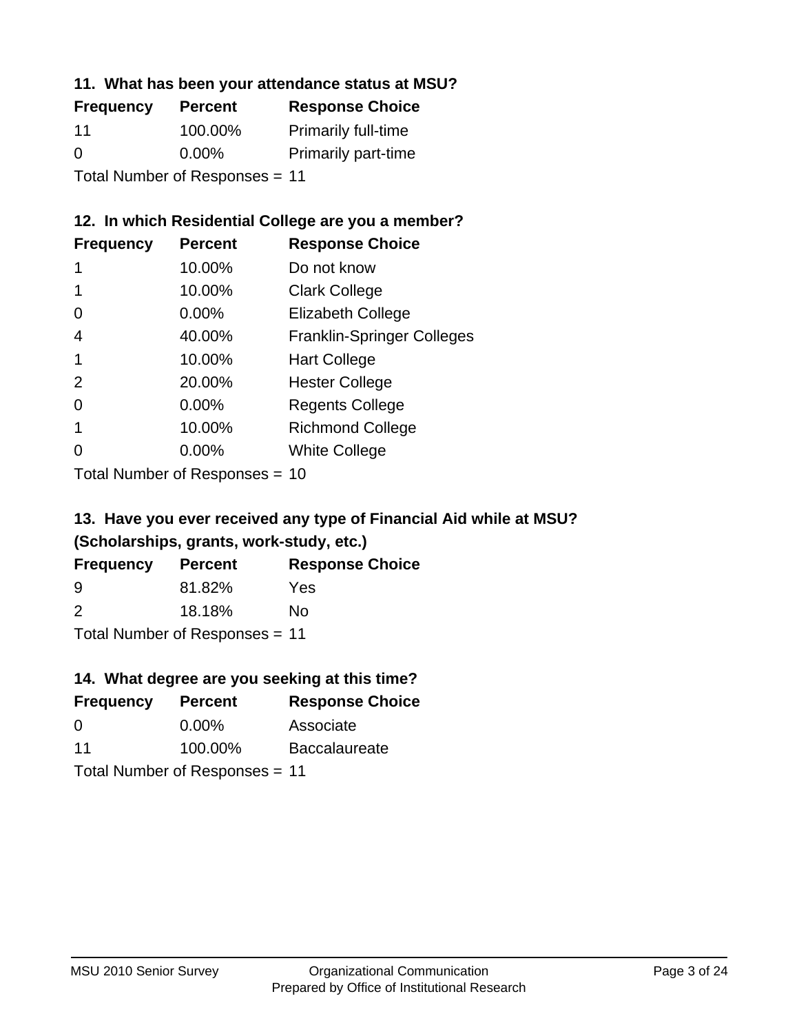### 11. What has been your attendance status at MSU?

| Frequency | Percent | Response Choice |
|---|---|---|
| 11 | 100.00% | Primarily full-time |
| 0 | 0.00% | Primarily part-time |

Total Number of Responses = 11

### 12. In which Residential College are you a member?

| Frequency | Percent | Response Choice |
|---|---|---|
| 1 | 10.00% | Do not know |
| 1 | 10.00% | Clark College |
| 0 | 0.00% | Elizabeth College |
| 4 | 40.00% | Franklin-Springer Colleges |
| 1 | 10.00% | Hart College |
| 2 | 20.00% | Hester College |
| 0 | 0.00% | Regents College |
| 1 | 10.00% | Richmond College |
| 0 | 0.00% | White College |

Total Number of Responses = 10

### 13. Have you ever received any type of Financial Aid while at MSU? (Scholarships, grants, work-study, etc.)

| Frequency | Percent | Response Choice |
|---|---|---|
| 9 | 81.82% | Yes |
| 2 | 18.18% | No |

Total Number of Responses = 11

### 14. What degree are you seeking at this time?

| Frequency | Percent | Response Choice |
|---|---|---|
| 0 | 0.00% | Associate |
| 11 | 100.00% | Baccalaureate |

Total Number of Responses = 11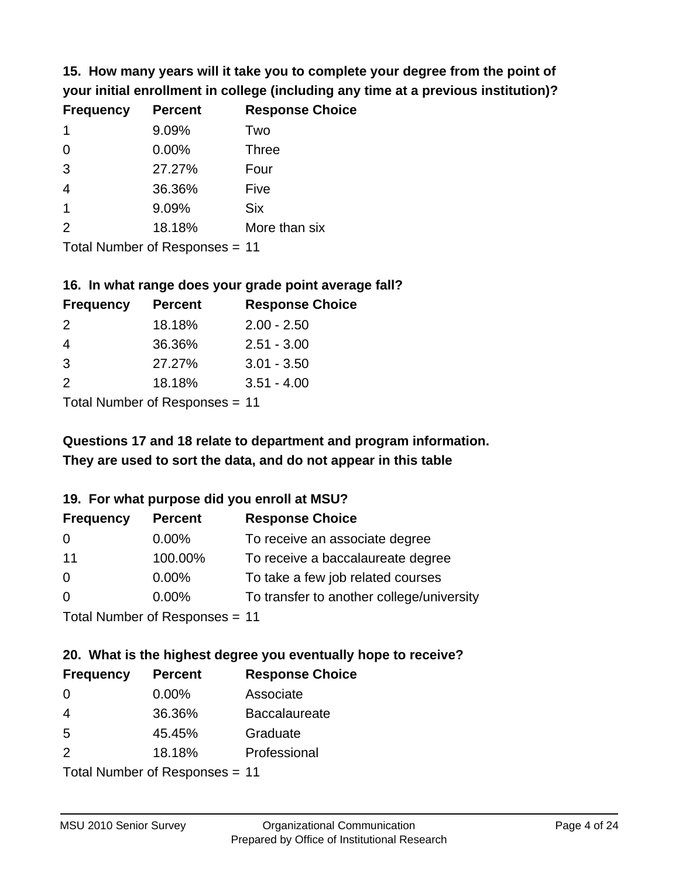**15. How many years will it take you to complete your degree from the point of your initial enrollment in college (including any time at a previous institution)?**

| Frequency | Percent | Response Choice |
|---|---|---|
| 1 | 9.09% | Two |
| 0 | 0.00% | Three |
| 3 | 27.27% | Four |
| 4 | 36.36% | Five |
| 1 | 9.09% | Six |
| 2 | 18.18% | More than six |

Total Number of Responses = 11

**16. In what range does your grade point average fall?**

| Frequency | Percent | Response Choice |
|---|---|---|
| 2 | 18.18% | 2.00 - 2.50 |
| 4 | 36.36% | 2.51 - 3.00 |
| 3 | 27.27% | 3.01 - 3.50 |
| 2 | 18.18% | 3.51 - 4.00 |

Total Number of Responses = 11

**Questions 17 and 18 relate to department and program information. They are used to sort the data, and do not appear in this table**

**19. For what purpose did you enroll at MSU?**

| Frequency | Percent | Response Choice |
|---|---|---|
| 0 | 0.00% | To receive an associate degree |
| 11 | 100.00% | To receive a baccalaureate degree |
| 0 | 0.00% | To take a few job related courses |
| 0 | 0.00% | To transfer to another college/university |

Total Number of Responses = 11

**20. What is the highest degree you eventually hope to receive?**

| Frequency | Percent | Response Choice |
|---|---|---|
| 0 | 0.00% | Associate |
| 4 | 36.36% | Baccalaureate |
| 5 | 45.45% | Graduate |
| 2 | 18.18% | Professional |

Total Number of Responses = 11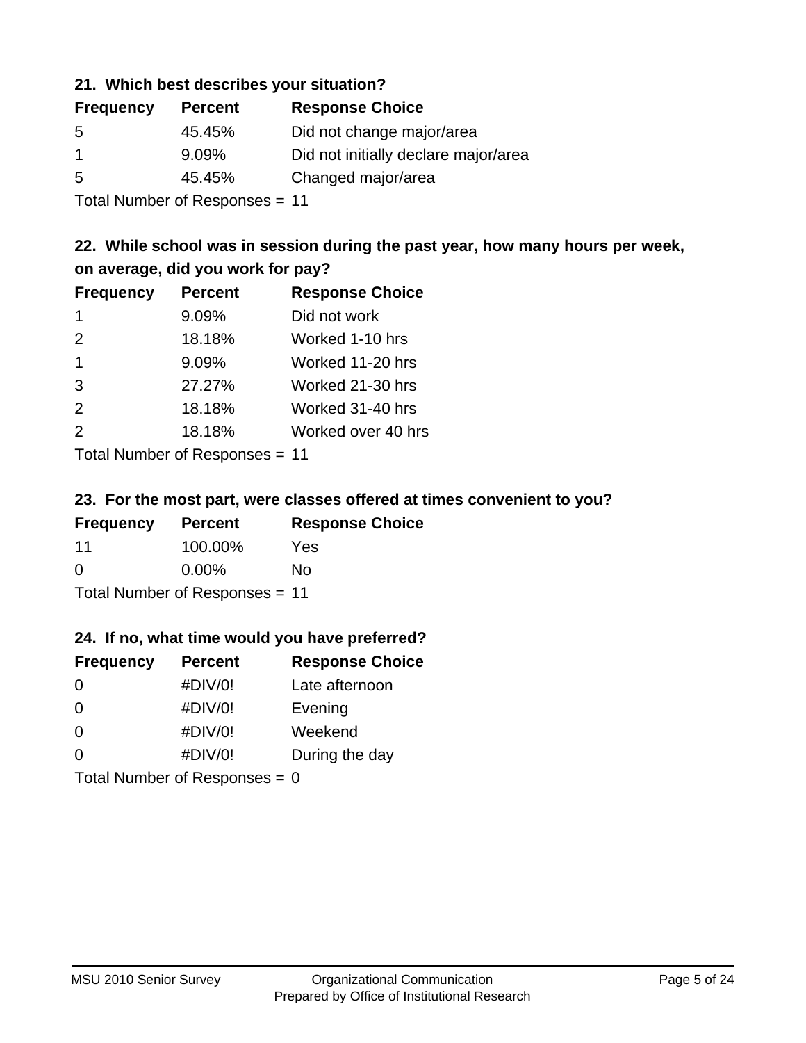### 21. Which best describes your situation?

| Frequency | Percent | Response Choice |
|---|---|---|
| 5 | 45.45% | Did not change major/area |
| 1 | 9.09% | Did not initially declare major/area |
| 5 | 45.45% | Changed major/area |

Total Number of Responses = 11

### 22. While school was in session during the past year, how many hours per week, on average, did you work for pay?

| Frequency | Percent | Response Choice |
|---|---|---|
| 1 | 9.09% | Did not work |
| 2 | 18.18% | Worked 1-10 hrs |
| 1 | 9.09% | Worked 11-20 hrs |
| 3 | 27.27% | Worked 21-30 hrs |
| 2 | 18.18% | Worked 31-40 hrs |
| 2 | 18.18% | Worked over 40 hrs |

Total Number of Responses = 11

### 23. For the most part, were classes offered at times convenient to you?

| Frequency | Percent | Response Choice |
|---|---|---|
| 11 | 100.00% | Yes |
| 0 | 0.00% | No |

Total Number of Responses = 11

### 24. If no, what time would you have preferred?

| Frequency | Percent | Response Choice |
|---|---|---|
| 0 | #DIV/0! | Late afternoon |
| 0 | #DIV/0! | Evening |
| 0 | #DIV/0! | Weekend |
| 0 | #DIV/0! | During the day |

Total Number of Responses = 0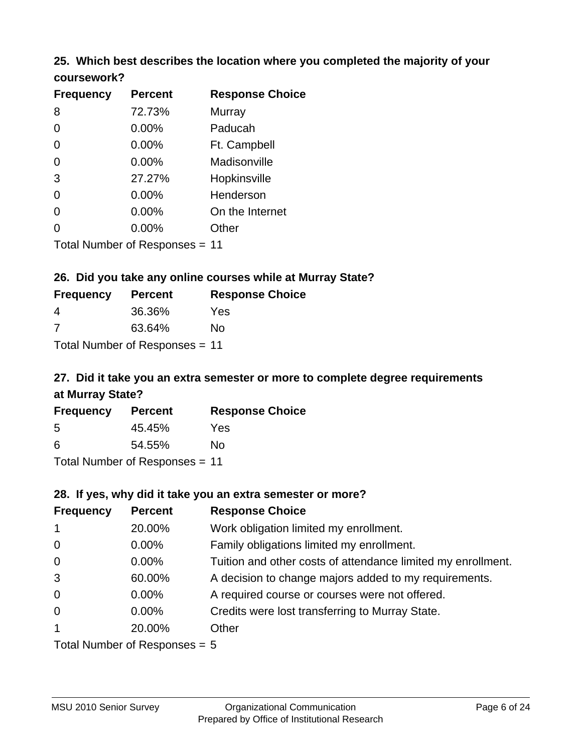### 25. Which best describes the location where you completed the majority of your coursework?

| Frequency | Percent | Response Choice |
|---|---|---|
| 8 | 72.73% | Murray |
| 0 | 0.00% | Paducah |
| 0 | 0.00% | Ft. Campbell |
| 0 | 0.00% | Madisonville |
| 3 | 27.27% | Hopkinsville |
| 0 | 0.00% | Henderson |
| 0 | 0.00% | On the Internet |
| 0 | 0.00% | Other |

Total Number of Responses = 11

### 26. Did you take any online courses while at Murray State?

| Frequency | Percent | Response Choice |
|---|---|---|
| 4 | 36.36% | Yes |
| 7 | 63.64% | No |

Total Number of Responses = 11

### 27. Did it take you an extra semester or more to complete degree requirements at Murray State?

| Frequency | Percent | Response Choice |
|---|---|---|
| 5 | 45.45% | Yes |
| 6 | 54.55% | No |

Total Number of Responses = 11

### 28. If yes, why did it take you an extra semester or more?

| Frequency | Percent | Response Choice |
|---|---|---|
| 1 | 20.00% | Work obligation limited my enrollment. |
| 0 | 0.00% | Family obligations limited my enrollment. |
| 0 | 0.00% | Tuition and other costs of attendance limited my enrollment. |
| 3 | 60.00% | A decision to change majors added to my requirements. |
| 0 | 0.00% | A required course or courses were not offered. |
| 0 | 0.00% | Credits were lost transferring to Murray State. |
| 1 | 20.00% | Other |

Total Number of Responses = 5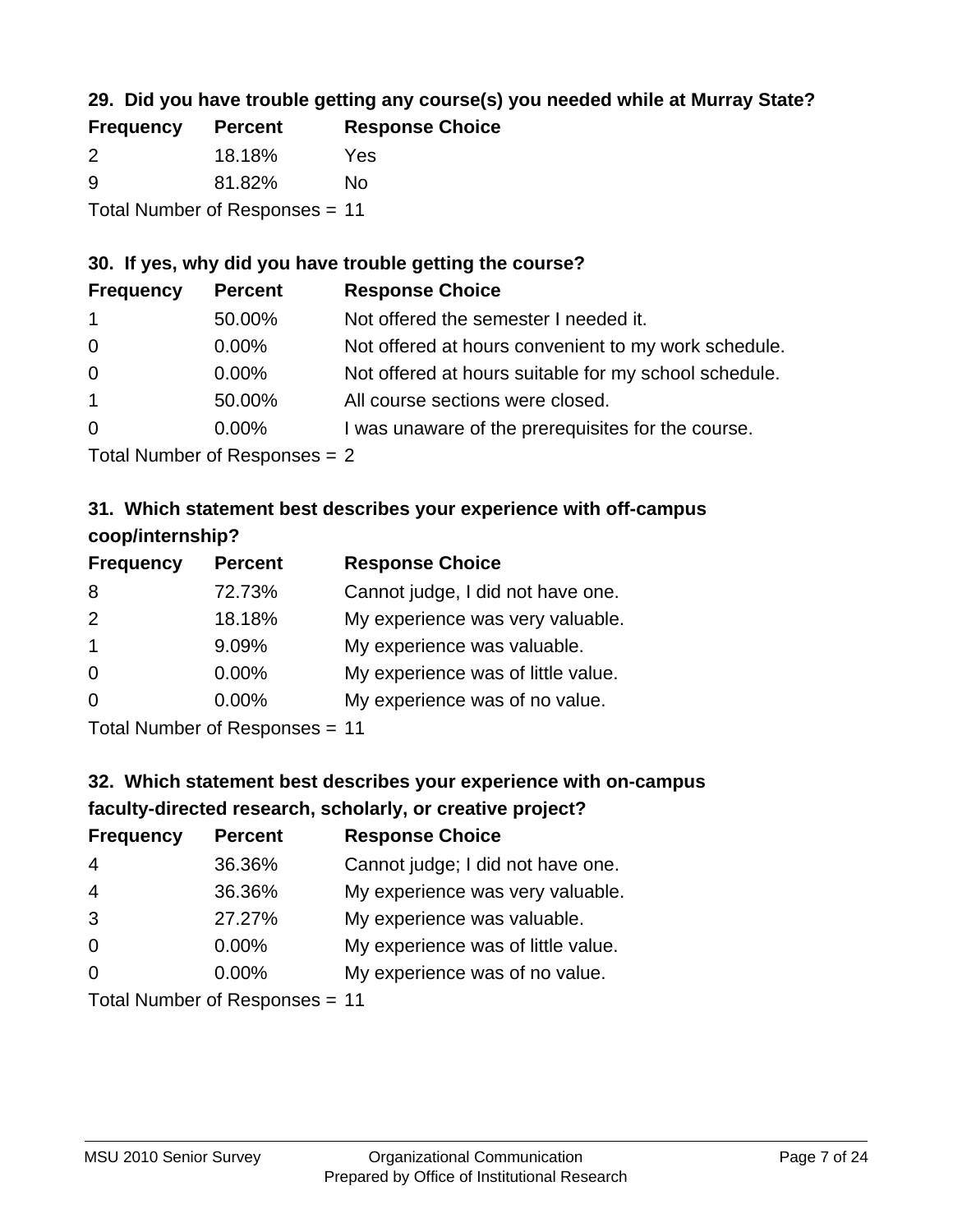### 29. Did you have trouble getting any course(s) you needed while at Murray State?

| Frequency | Percent | Response Choice |
| --- | --- | --- |
| 2 | 18.18% | Yes |
| 9 | 81.82% | No |

Total Number of Responses = 11

### 30. If yes, why did you have trouble getting the course?

| Frequency | Percent | Response Choice |
| --- | --- | --- |
| 1 | 50.00% | Not offered the semester I needed it. |
| 0 | 0.00% | Not offered at hours convenient to my work schedule. |
| 0 | 0.00% | Not offered at hours suitable for my school schedule. |
| 1 | 50.00% | All course sections were closed. |
| 0 | 0.00% | I was unaware of the prerequisites for the course. |

Total Number of Responses = 2

### 31. Which statement best describes your experience with off-campus coop/internship?

| Frequency | Percent | Response Choice |
| --- | --- | --- |
| 8 | 72.73% | Cannot judge, I did not have one. |
| 2 | 18.18% | My experience was very valuable. |
| 1 | 9.09% | My experience was valuable. |
| 0 | 0.00% | My experience was of little value. |
| 0 | 0.00% | My experience was of no value. |

Total Number of Responses = 11

### 32. Which statement best describes your experience with on-campus faculty-directed research, scholarly, or creative project?

| Frequency | Percent | Response Choice |
| --- | --- | --- |
| 4 | 36.36% | Cannot judge; I did not have one. |
| 4 | 36.36% | My experience was very valuable. |
| 3 | 27.27% | My experience was valuable. |
| 0 | 0.00% | My experience was of little value. |
| 0 | 0.00% | My experience was of no value. |

Total Number of Responses = 11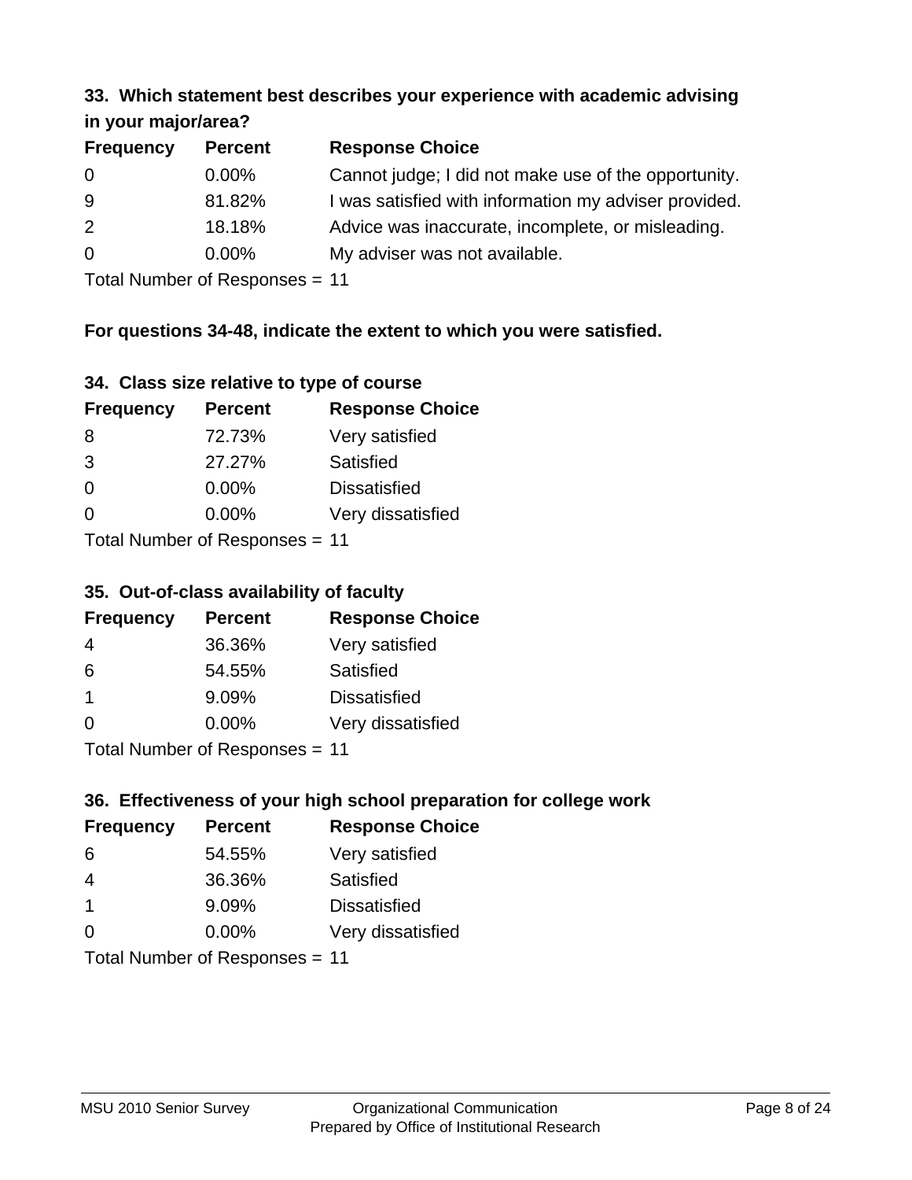### 33. Which statement best describes your experience with academic advising in your major/area?

| Frequency | Percent | Response Choice |
|---|---|---|
| 0 | 0.00% | Cannot judge; I did not make use of the opportunity. |
| 9 | 81.82% | I was satisfied with information my adviser provided. |
| 2 | 18.18% | Advice was inaccurate, incomplete, or misleading. |
| 0 | 0.00% | My adviser was not available. |

Total Number of Responses = 11

**For questions 34-48, indicate the extent to which you were satisfied.**

### 34. Class size relative to type of course

| Frequency | Percent | Response Choice |
|---|---|---|
| 8 | 72.73% | Very satisfied |
| 3 | 27.27% | Satisfied |
| 0 | 0.00% | Dissatisfied |
| 0 | 0.00% | Very dissatisfied |

Total Number of Responses = 11

### 35. Out-of-class availability of faculty

| Frequency | Percent | Response Choice |
|---|---|---|
| 4 | 36.36% | Very satisfied |
| 6 | 54.55% | Satisfied |
| 1 | 9.09% | Dissatisfied |
| 0 | 0.00% | Very dissatisfied |

Total Number of Responses = 11

### 36. Effectiveness of your high school preparation for college work

| Frequency | Percent | Response Choice |
|---|---|---|
| 6 | 54.55% | Very satisfied |
| 4 | 36.36% | Satisfied |
| 1 | 9.09% | Dissatisfied |
| 0 | 0.00% | Very dissatisfied |

Total Number of Responses = 11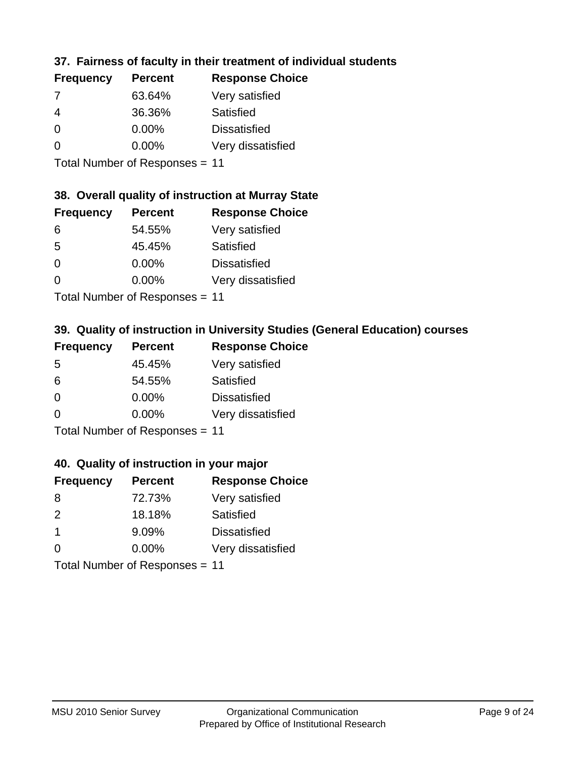### 37. Fairness of faculty in their treatment of individual students

| Frequency | Percent | Response Choice |
|---|---|---|
| 7 | 63.64% | Very satisfied |
| 4 | 36.36% | Satisfied |
| 0 | 0.00% | Dissatisfied |
| 0 | 0.00% | Very dissatisfied |

Total Number of Responses = 11

### 38. Overall quality of instruction at Murray State

| Frequency | Percent | Response Choice |
|---|---|---|
| 6 | 54.55% | Very satisfied |
| 5 | 45.45% | Satisfied |
| 0 | 0.00% | Dissatisfied |
| 0 | 0.00% | Very dissatisfied |

Total Number of Responses = 11

### 39. Quality of instruction in University Studies (General Education) courses

| Frequency | Percent | Response Choice |
|---|---|---|
| 5 | 45.45% | Very satisfied |
| 6 | 54.55% | Satisfied |
| 0 | 0.00% | Dissatisfied |
| 0 | 0.00% | Very dissatisfied |

Total Number of Responses = 11

### 40. Quality of instruction in your major

| Frequency | Percent | Response Choice |
|---|---|---|
| 8 | 72.73% | Very satisfied |
| 2 | 18.18% | Satisfied |
| 1 | 9.09% | Dissatisfied |
| 0 | 0.00% | Very dissatisfied |

Total Number of Responses = 11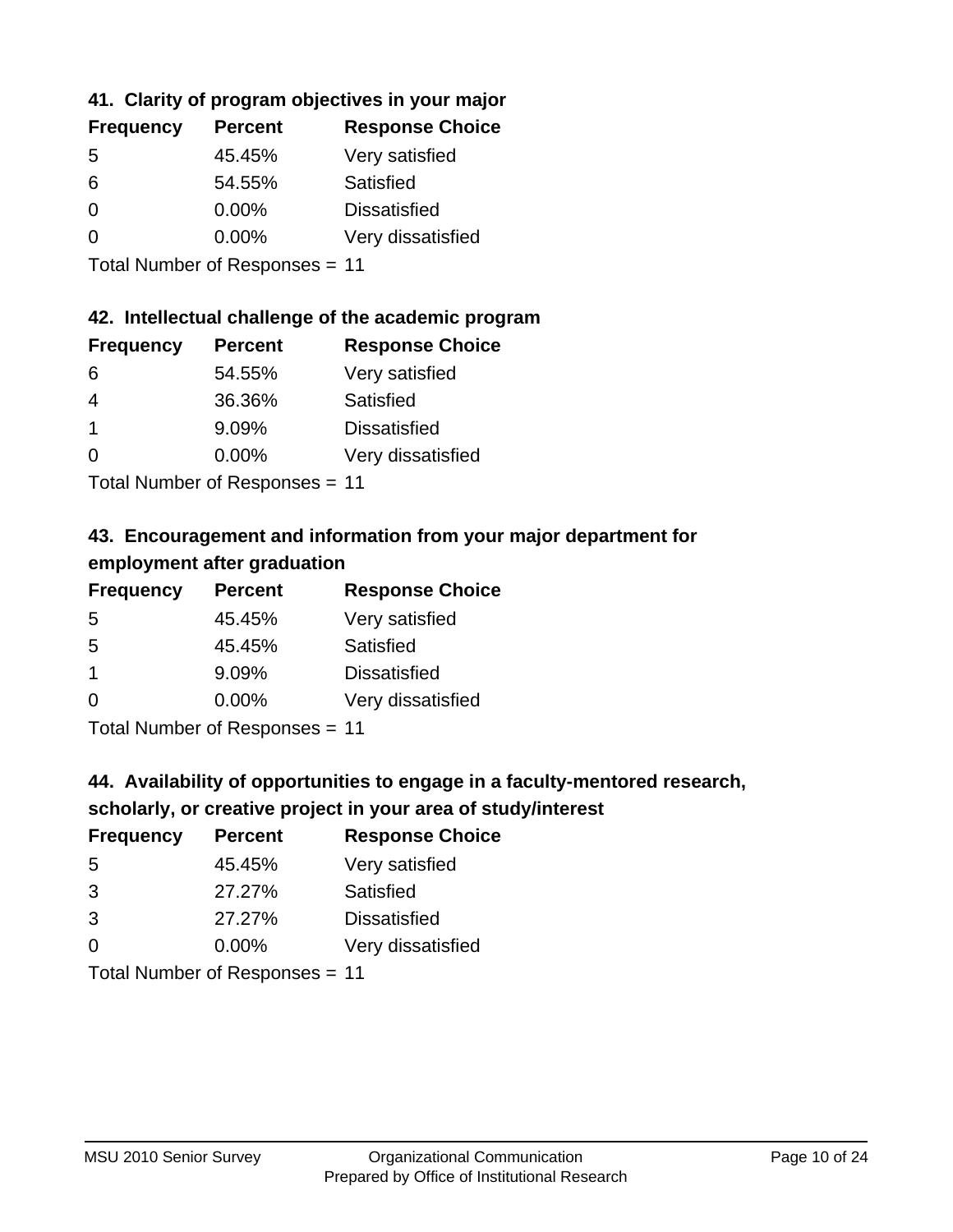### 41. Clarity of program objectives in your major

| Frequency | Percent | Response Choice |
|---|---|---|
| 5 | 45.45% | Very satisfied |
| 6 | 54.55% | Satisfied |
| 0 | 0.00% | Dissatisfied |
| 0 | 0.00% | Very dissatisfied |

Total Number of Responses = 11

### 42. Intellectual challenge of the academic program

| Frequency | Percent | Response Choice |
|---|---|---|
| 6 | 54.55% | Very satisfied |
| 4 | 36.36% | Satisfied |
| 1 | 9.09% | Dissatisfied |
| 0 | 0.00% | Very dissatisfied |

Total Number of Responses = 11

### 43. Encouragement and information from your major department for employment after graduation

| Frequency | Percent | Response Choice |
|---|---|---|
| 5 | 45.45% | Very satisfied |
| 5 | 45.45% | Satisfied |
| 1 | 9.09% | Dissatisfied |
| 0 | 0.00% | Very dissatisfied |

Total Number of Responses = 11

### 44. Availability of opportunities to engage in a faculty-mentored research, scholarly, or creative project in your area of study/interest

| Frequency | Percent | Response Choice |
|---|---|---|
| 5 | 45.45% | Very satisfied |
| 3 | 27.27% | Satisfied |
| 3 | 27.27% | Dissatisfied |
| 0 | 0.00% | Very dissatisfied |

Total Number of Responses = 11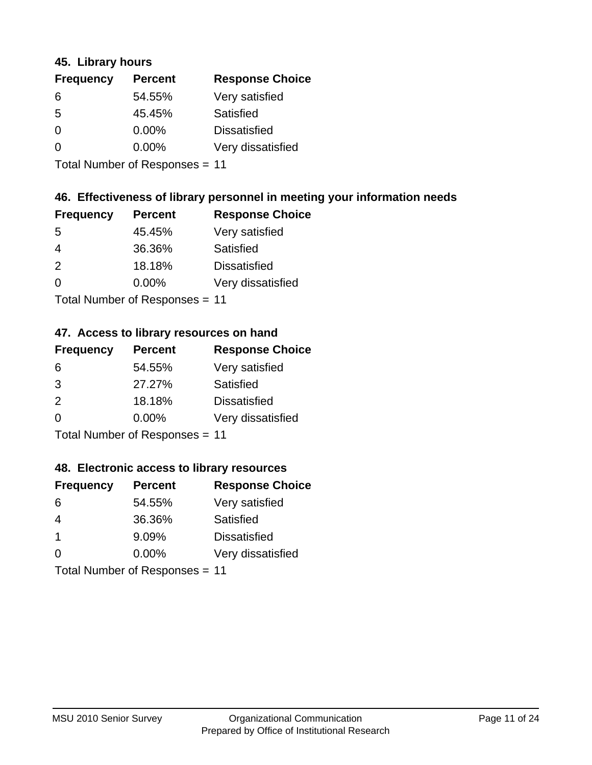### 45. Library hours

| Frequency | Percent | Response Choice |
|---|---|---|
| 6 | 54.55% | Very satisfied |
| 5 | 45.45% | Satisfied |
| 0 | 0.00% | Dissatisfied |
| 0 | 0.00% | Very dissatisfied |

Total Number of Responses = 11

### 46. Effectiveness of library personnel in meeting your information needs

| Frequency | Percent | Response Choice |
|---|---|---|
| 5 | 45.45% | Very satisfied |
| 4 | 36.36% | Satisfied |
| 2 | 18.18% | Dissatisfied |
| 0 | 0.00% | Very dissatisfied |

Total Number of Responses = 11

### 47. Access to library resources on hand

| Frequency | Percent | Response Choice |
|---|---|---|
| 6 | 54.55% | Very satisfied |
| 3 | 27.27% | Satisfied |
| 2 | 18.18% | Dissatisfied |
| 0 | 0.00% | Very dissatisfied |

Total Number of Responses = 11

### 48. Electronic access to library resources

| Frequency | Percent | Response Choice |
|---|---|---|
| 6 | 54.55% | Very satisfied |
| 4 | 36.36% | Satisfied |
| 1 | 9.09% | Dissatisfied |
| 0 | 0.00% | Very dissatisfied |

Total Number of Responses = 11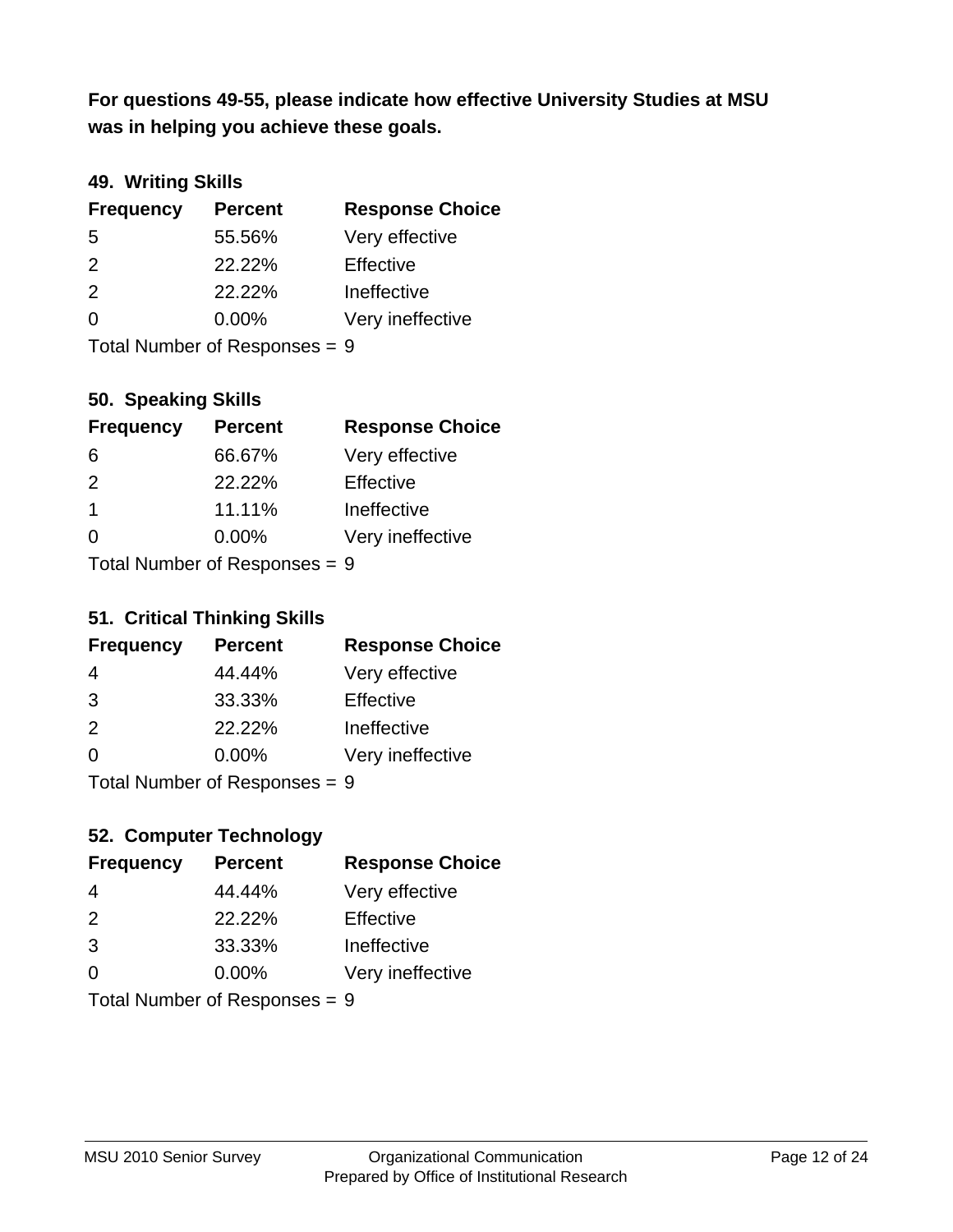**For questions 49-55, please indicate how effective University Studies at MSU was in helping you achieve these goals.**

### 49. Writing Skills

| Frequency | Percent | Response Choice |
|---|---|---|
| 5 | 55.56% | Very effective |
| 2 | 22.22% | Effective |
| 2 | 22.22% | Ineffective |
| 0 | 0.00% | Very ineffective |

Total Number of Responses = 9

### 50. Speaking Skills

| Frequency | Percent | Response Choice |
|---|---|---|
| 6 | 66.67% | Very effective |
| 2 | 22.22% | Effective |
| 1 | 11.11% | Ineffective |
| 0 | 0.00% | Very ineffective |

Total Number of Responses = 9

### 51. Critical Thinking Skills

| Frequency | Percent | Response Choice |
|---|---|---|
| 4 | 44.44% | Very effective |
| 3 | 33.33% | Effective |
| 2 | 22.22% | Ineffective |
| 0 | 0.00% | Very ineffective |

Total Number of Responses = 9

### 52. Computer Technology

| Frequency | Percent | Response Choice |
|---|---|---|
| 4 | 44.44% | Very effective |
| 2 | 22.22% | Effective |
| 3 | 33.33% | Ineffective |
| 0 | 0.00% | Very ineffective |

Total Number of Responses = 9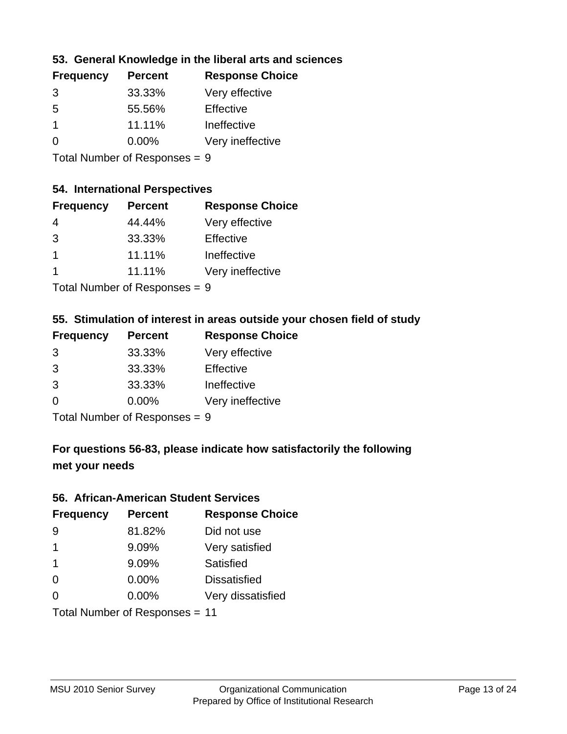### 53. General Knowledge in the liberal arts and sciences

| Frequency | Percent | Response Choice |
|---|---|---|
| 3 | 33.33% | Very effective |
| 5 | 55.56% | Effective |
| 1 | 11.11% | Ineffective |
| 0 | 0.00% | Very ineffective |

Total Number of Responses = 9

### 54. International Perspectives

| Frequency | Percent | Response Choice |
|---|---|---|
| 4 | 44.44% | Very effective |
| 3 | 33.33% | Effective |
| 1 | 11.11% | Ineffective |
| 1 | 11.11% | Very ineffective |

Total Number of Responses = 9

### 55. Stimulation of interest in areas outside your chosen field of study

| Frequency | Percent | Response Choice |
|---|---|---|
| 3 | 33.33% | Very effective |
| 3 | 33.33% | Effective |
| 3 | 33.33% | Ineffective |
| 0 | 0.00% | Very ineffective |

Total Number of Responses = 9

## For questions 56-83, please indicate how satisfactorily the following met your needs

### 56. African-American Student Services

| Frequency | Percent | Response Choice |
|---|---|---|
| 9 | 81.82% | Did not use |
| 1 | 9.09% | Very satisfied |
| 1 | 9.09% | Satisfied |
| 0 | 0.00% | Dissatisfied |
| 0 | 0.00% | Very dissatisfied |

Total Number of Responses = 11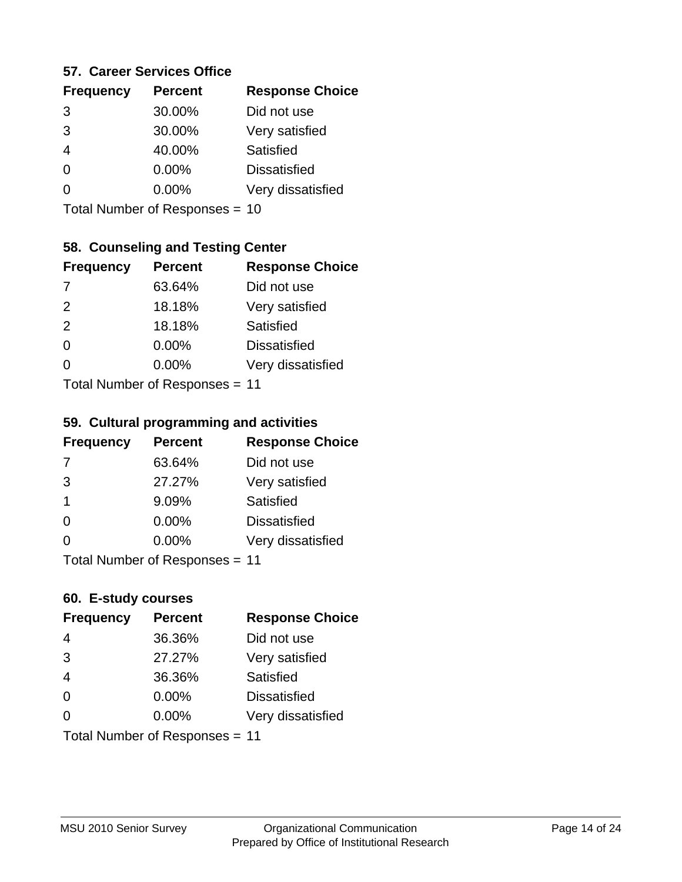### 57. Career Services Office

| Frequency | Percent | Response Choice |
|---|---|---|
| 3 | 30.00% | Did not use |
| 3 | 30.00% | Very satisfied |
| 4 | 40.00% | Satisfied |
| 0 | 0.00% | Dissatisfied |
| 0 | 0.00% | Very dissatisfied |

Total Number of Responses = 10

### 58. Counseling and Testing Center

| Frequency | Percent | Response Choice |
|---|---|---|
| 7 | 63.64% | Did not use |
| 2 | 18.18% | Very satisfied |
| 2 | 18.18% | Satisfied |
| 0 | 0.00% | Dissatisfied |
| 0 | 0.00% | Very dissatisfied |

Total Number of Responses = 11

### 59. Cultural programming and activities

| Frequency | Percent | Response Choice |
|---|---|---|
| 7 | 63.64% | Did not use |
| 3 | 27.27% | Very satisfied |
| 1 | 9.09% | Satisfied |
| 0 | 0.00% | Dissatisfied |
| 0 | 0.00% | Very dissatisfied |

Total Number of Responses = 11

### 60. E-study courses

| Frequency | Percent | Response Choice |
|---|---|---|
| 4 | 36.36% | Did not use |
| 3 | 27.27% | Very satisfied |
| 4 | 36.36% | Satisfied |
| 0 | 0.00% | Dissatisfied |
| 0 | 0.00% | Very dissatisfied |

Total Number of Responses = 11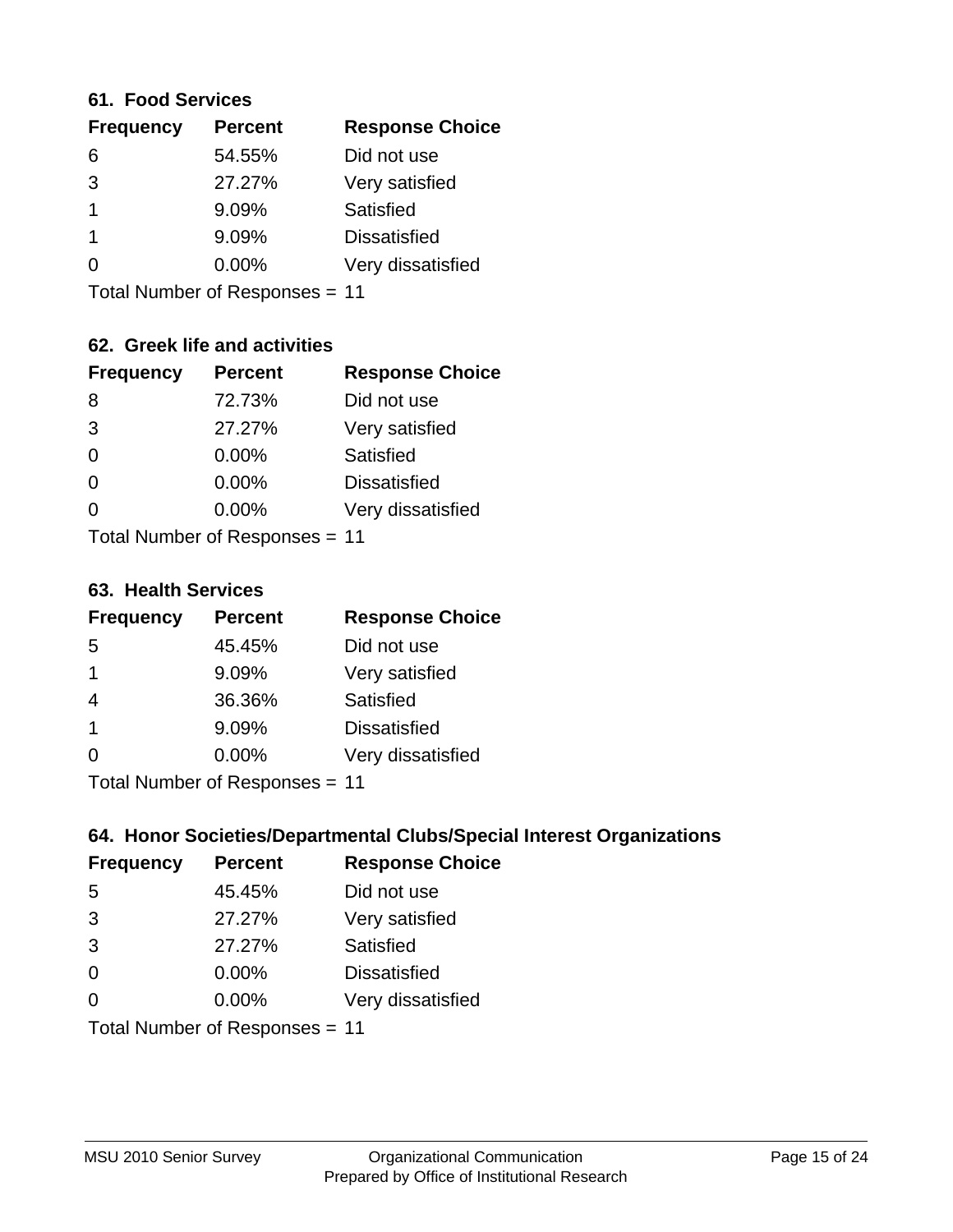### 61. Food Services

| Frequency | Percent | Response Choice |
|---|---|---|
| 6 | 54.55% | Did not use |
| 3 | 27.27% | Very satisfied |
| 1 | 9.09% | Satisfied |
| 1 | 9.09% | Dissatisfied |
| 0 | 0.00% | Very dissatisfied |

Total Number of Responses = 11

### 62. Greek life and activities

| Frequency | Percent | Response Choice |
|---|---|---|
| 8 | 72.73% | Did not use |
| 3 | 27.27% | Very satisfied |
| 0 | 0.00% | Satisfied |
| 0 | 0.00% | Dissatisfied |
| 0 | 0.00% | Very dissatisfied |

Total Number of Responses = 11

### 63. Health Services

| Frequency | Percent | Response Choice |
|---|---|---|
| 5 | 45.45% | Did not use |
| 1 | 9.09% | Very satisfied |
| 4 | 36.36% | Satisfied |
| 1 | 9.09% | Dissatisfied |
| 0 | 0.00% | Very dissatisfied |

Total Number of Responses = 11

### 64. Honor Societies/Departmental Clubs/Special Interest Organizations

| Frequency | Percent | Response Choice |
|---|---|---|
| 5 | 45.45% | Did not use |
| 3 | 27.27% | Very satisfied |
| 3 | 27.27% | Satisfied |
| 0 | 0.00% | Dissatisfied |
| 0 | 0.00% | Very dissatisfied |

Total Number of Responses = 11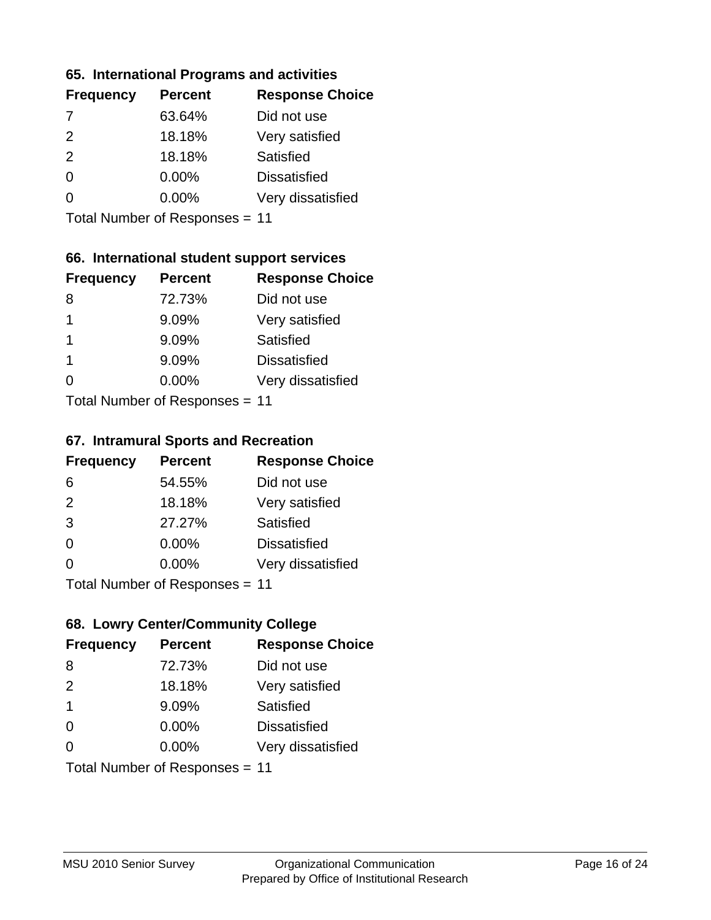### 65. International Programs and activities

| Frequency | Percent | Response Choice |
|---|---|---|
| 7 | 63.64% | Did not use |
| 2 | 18.18% | Very satisfied |
| 2 | 18.18% | Satisfied |
| 0 | 0.00% | Dissatisfied |
| 0 | 0.00% | Very dissatisfied |

Total Number of Responses = 11

### 66. International student support services

| Frequency | Percent | Response Choice |
|---|---|---|
| 8 | 72.73% | Did not use |
| 1 | 9.09% | Very satisfied |
| 1 | 9.09% | Satisfied |
| 1 | 9.09% | Dissatisfied |
| 0 | 0.00% | Very dissatisfied |

Total Number of Responses = 11

### 67. Intramural Sports and Recreation

| Frequency | Percent | Response Choice |
|---|---|---|
| 6 | 54.55% | Did not use |
| 2 | 18.18% | Very satisfied |
| 3 | 27.27% | Satisfied |
| 0 | 0.00% | Dissatisfied |
| 0 | 0.00% | Very dissatisfied |

Total Number of Responses = 11

### 68. Lowry Center/Community College

| Frequency | Percent | Response Choice |
|---|---|---|
| 8 | 72.73% | Did not use |
| 2 | 18.18% | Very satisfied |
| 1 | 9.09% | Satisfied |
| 0 | 0.00% | Dissatisfied |
| 0 | 0.00% | Very dissatisfied |

Total Number of Responses = 11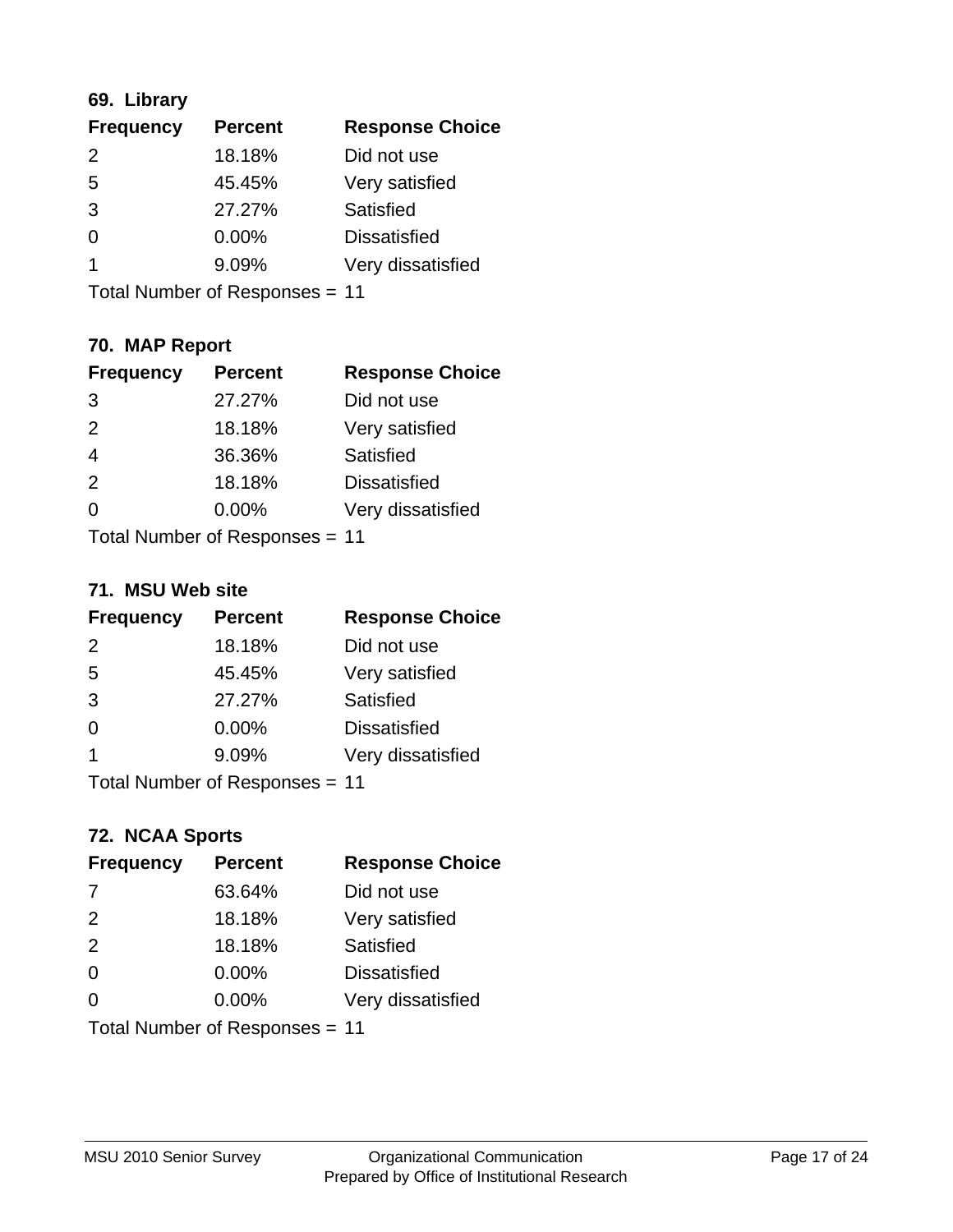### 69. Library

| Frequency | Percent | Response Choice |
| --- | --- | --- |
| 2 | 18.18% | Did not use |
| 5 | 45.45% | Very satisfied |
| 3 | 27.27% | Satisfied |
| 0 | 0.00% | Dissatisfied |
| 1 | 9.09% | Very dissatisfied |

Total Number of Responses = 11

### 70. MAP Report

| Frequency | Percent | Response Choice |
| --- | --- | --- |
| 3 | 27.27% | Did not use |
| 2 | 18.18% | Very satisfied |
| 4 | 36.36% | Satisfied |
| 2 | 18.18% | Dissatisfied |
| 0 | 0.00% | Very dissatisfied |

Total Number of Responses = 11

### 71. MSU Web site

| Frequency | Percent | Response Choice |
| --- | --- | --- |
| 2 | 18.18% | Did not use |
| 5 | 45.45% | Very satisfied |
| 3 | 27.27% | Satisfied |
| 0 | 0.00% | Dissatisfied |
| 1 | 9.09% | Very dissatisfied |

Total Number of Responses = 11

### 72. NCAA Sports

| Frequency | Percent | Response Choice |
| --- | --- | --- |
| 7 | 63.64% | Did not use |
| 2 | 18.18% | Very satisfied |
| 2 | 18.18% | Satisfied |
| 0 | 0.00% | Dissatisfied |
| 0 | 0.00% | Very dissatisfied |

Total Number of Responses = 11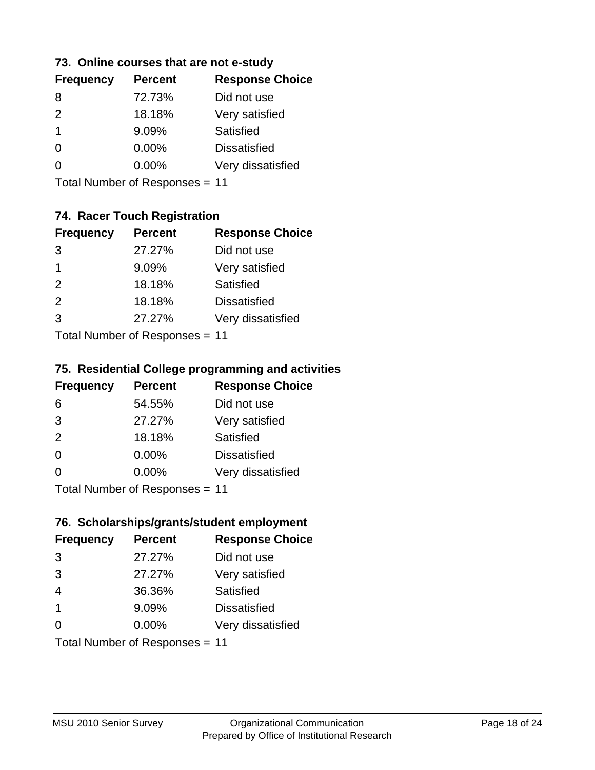### 73. Online courses that are not e-study

| Frequency | Percent | Response Choice |
|---|---|---|
| 8 | 72.73% | Did not use |
| 2 | 18.18% | Very satisfied |
| 1 | 9.09% | Satisfied |
| 0 | 0.00% | Dissatisfied |
| 0 | 0.00% | Very dissatisfied |

Total Number of Responses = 11

### 74. Racer Touch Registration

| Frequency | Percent | Response Choice |
|---|---|---|
| 3 | 27.27% | Did not use |
| 1 | 9.09% | Very satisfied |
| 2 | 18.18% | Satisfied |
| 2 | 18.18% | Dissatisfied |
| 3 | 27.27% | Very dissatisfied |

Total Number of Responses = 11

### 75. Residential College programming and activities

| Frequency | Percent | Response Choice |
|---|---|---|
| 6 | 54.55% | Did not use |
| 3 | 27.27% | Very satisfied |
| 2 | 18.18% | Satisfied |
| 0 | 0.00% | Dissatisfied |
| 0 | 0.00% | Very dissatisfied |

Total Number of Responses = 11

### 76. Scholarships/grants/student employment

| Frequency | Percent | Response Choice |
|---|---|---|
| 3 | 27.27% | Did not use |
| 3 | 27.27% | Very satisfied |
| 4 | 36.36% | Satisfied |
| 1 | 9.09% | Dissatisfied |
| 0 | 0.00% | Very dissatisfied |

Total Number of Responses = 11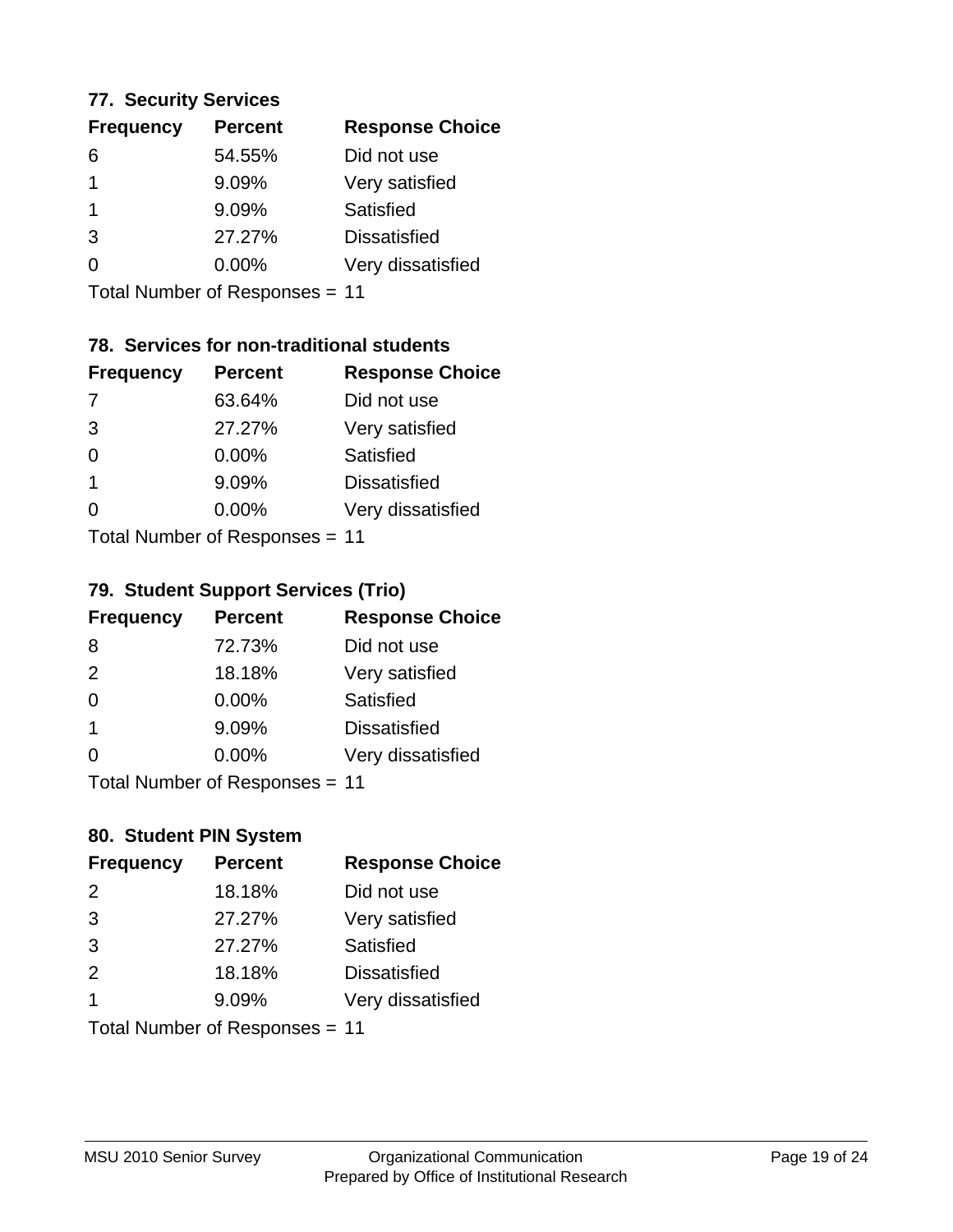### 77. Security Services

| Frequency | Percent | Response Choice |
|---|---|---|
| 6 | 54.55% | Did not use |
| 1 | 9.09% | Very satisfied |
| 1 | 9.09% | Satisfied |
| 3 | 27.27% | Dissatisfied |
| 0 | 0.00% | Very dissatisfied |

Total Number of Responses = 11

### 78. Services for non-traditional students

| Frequency | Percent | Response Choice |
|---|---|---|
| 7 | 63.64% | Did not use |
| 3 | 27.27% | Very satisfied |
| 0 | 0.00% | Satisfied |
| 1 | 9.09% | Dissatisfied |
| 0 | 0.00% | Very dissatisfied |

Total Number of Responses = 11

### 79. Student Support Services (Trio)

| Frequency | Percent | Response Choice |
|---|---|---|
| 8 | 72.73% | Did not use |
| 2 | 18.18% | Very satisfied |
| 0 | 0.00% | Satisfied |
| 1 | 9.09% | Dissatisfied |
| 0 | 0.00% | Very dissatisfied |

Total Number of Responses = 11

### 80. Student PIN System

| Frequency | Percent | Response Choice |
|---|---|---|
| 2 | 18.18% | Did not use |
| 3 | 27.27% | Very satisfied |
| 3 | 27.27% | Satisfied |
| 2 | 18.18% | Dissatisfied |
| 1 | 9.09% | Very dissatisfied |

Total Number of Responses = 11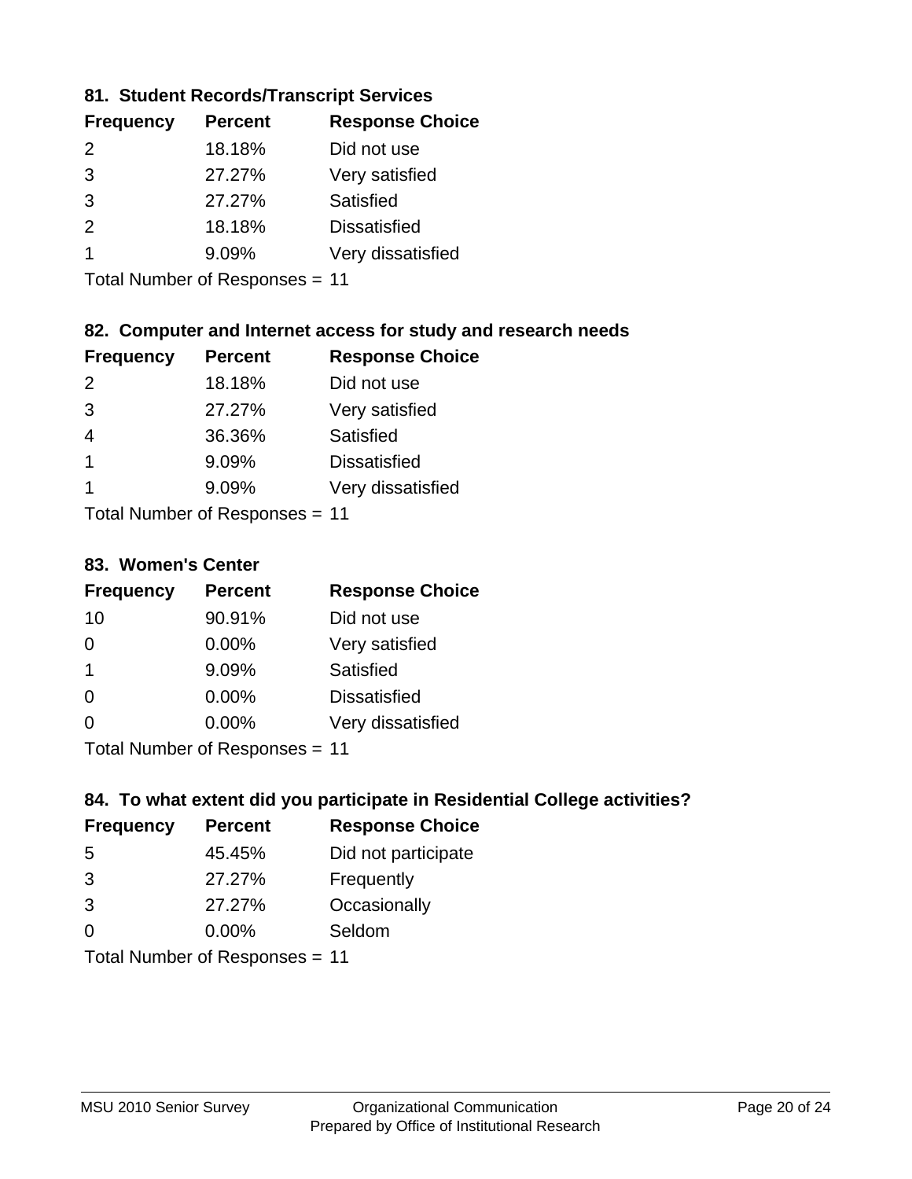### 81. Student Records/Transcript Services

| Frequency | Percent | Response Choice |
|---|---|---|
| 2 | 18.18% | Did not use |
| 3 | 27.27% | Very satisfied |
| 3 | 27.27% | Satisfied |
| 2 | 18.18% | Dissatisfied |
| 1 | 9.09% | Very dissatisfied |

Total Number of Responses = 11

### 82. Computer and Internet access for study and research needs

| Frequency | Percent | Response Choice |
|---|---|---|
| 2 | 18.18% | Did not use |
| 3 | 27.27% | Very satisfied |
| 4 | 36.36% | Satisfied |
| 1 | 9.09% | Dissatisfied |
| 1 | 9.09% | Very dissatisfied |

Total Number of Responses = 11

### 83. Women's Center

| Frequency | Percent | Response Choice |
|---|---|---|
| 10 | 90.91% | Did not use |
| 0 | 0.00% | Very satisfied |
| 1 | 9.09% | Satisfied |
| 0 | 0.00% | Dissatisfied |
| 0 | 0.00% | Very dissatisfied |

Total Number of Responses = 11

### 84. To what extent did you participate in Residential College activities?

| Frequency | Percent | Response Choice |
|---|---|---|
| 5 | 45.45% | Did not participate |
| 3 | 27.27% | Frequently |
| 3 | 27.27% | Occasionally |
| 0 | 0.00% | Seldom |

Total Number of Responses = 11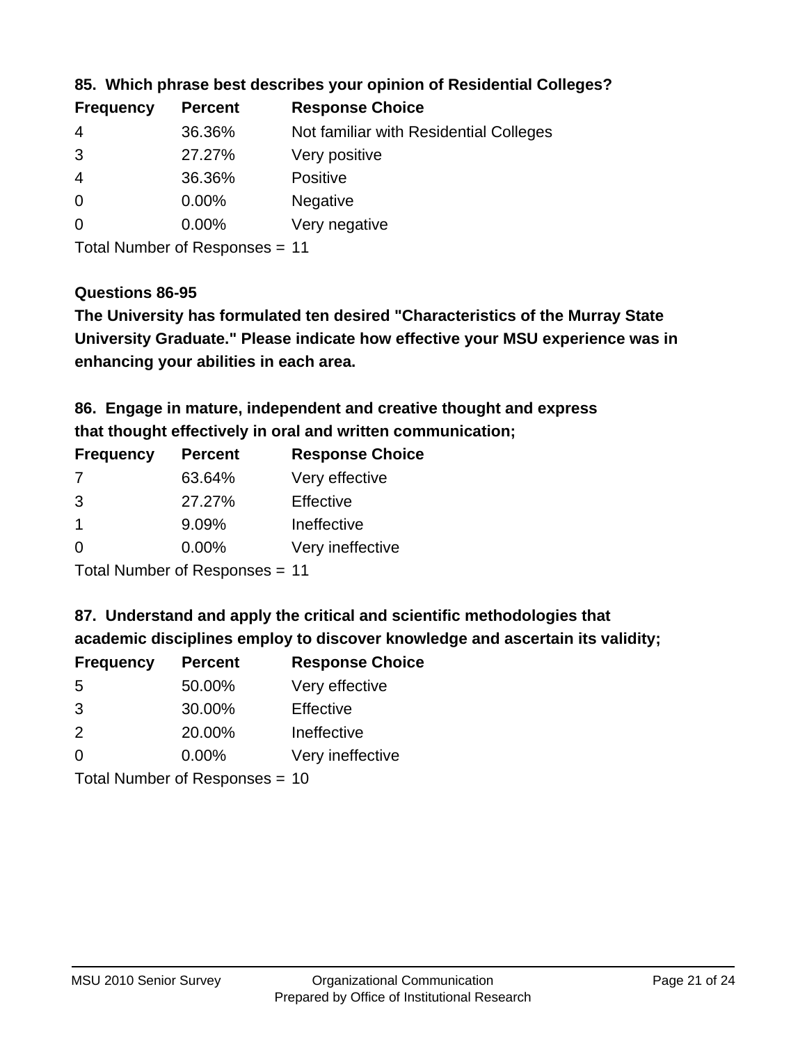**85. Which phrase best describes your opinion of Residential Colleges?**

| Frequency | Percent | Response Choice |
|---|---|---|
| 4 | 36.36% | Not familiar with Residential Colleges |
| 3 | 27.27% | Very positive |
| 4 | 36.36% | Positive |
| 0 | 0.00% | Negative |
| 0 | 0.00% | Very negative |

Total Number of Responses = 11

**Questions 86-95**

**The University has formulated ten desired "Characteristics of the Murray State University Graduate." Please indicate how effective your MSU experience was in enhancing your abilities in each area.**

**86. Engage in mature, independent and creative thought and express that thought effectively in oral and written communication;**

| Frequency | Percent | Response Choice |
|---|---|---|
| 7 | 63.64% | Very effective |
| 3 | 27.27% | Effective |
| 1 | 9.09% | Ineffective |
| 0 | 0.00% | Very ineffective |

Total Number of Responses = 11

**87. Understand and apply the critical and scientific methodologies that academic disciplines employ to discover knowledge and ascertain its validity;**

| Frequency | Percent | Response Choice |
|---|---|---|
| 5 | 50.00% | Very effective |
| 3 | 30.00% | Effective |
| 2 | 20.00% | Ineffective |
| 0 | 0.00% | Very ineffective |

Total Number of Responses = 10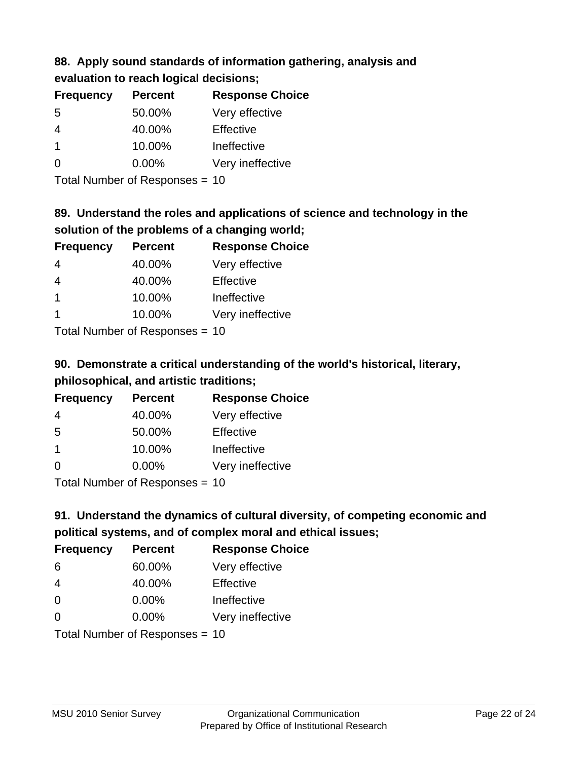### 88. Apply sound standards of information gathering, analysis and evaluation to reach logical decisions;

| Frequency | Percent | Response Choice |
|---|---|---|
| 5 | 50.00% | Very effective |
| 4 | 40.00% | Effective |
| 1 | 10.00% | Ineffective |
| 0 | 0.00% | Very ineffective |

Total Number of Responses = 10

### 89. Understand the roles and applications of science and technology in the solution of the problems of a changing world;

| Frequency | Percent | Response Choice |
|---|---|---|
| 4 | 40.00% | Very effective |
| 4 | 40.00% | Effective |
| 1 | 10.00% | Ineffective |
| 1 | 10.00% | Very ineffective |

Total Number of Responses = 10

### 90. Demonstrate a critical understanding of the world's historical, literary, philosophical, and artistic traditions;

| Frequency | Percent | Response Choice |
|---|---|---|
| 4 | 40.00% | Very effective |
| 5 | 50.00% | Effective |
| 1 | 10.00% | Ineffective |
| 0 | 0.00% | Very ineffective |

Total Number of Responses = 10

### 91. Understand the dynamics of cultural diversity, of competing economic and political systems, and of complex moral and ethical issues;

| Frequency | Percent | Response Choice |
|---|---|---|
| 6 | 60.00% | Very effective |
| 4 | 40.00% | Effective |
| 0 | 0.00% | Ineffective |
| 0 | 0.00% | Very ineffective |

Total Number of Responses = 10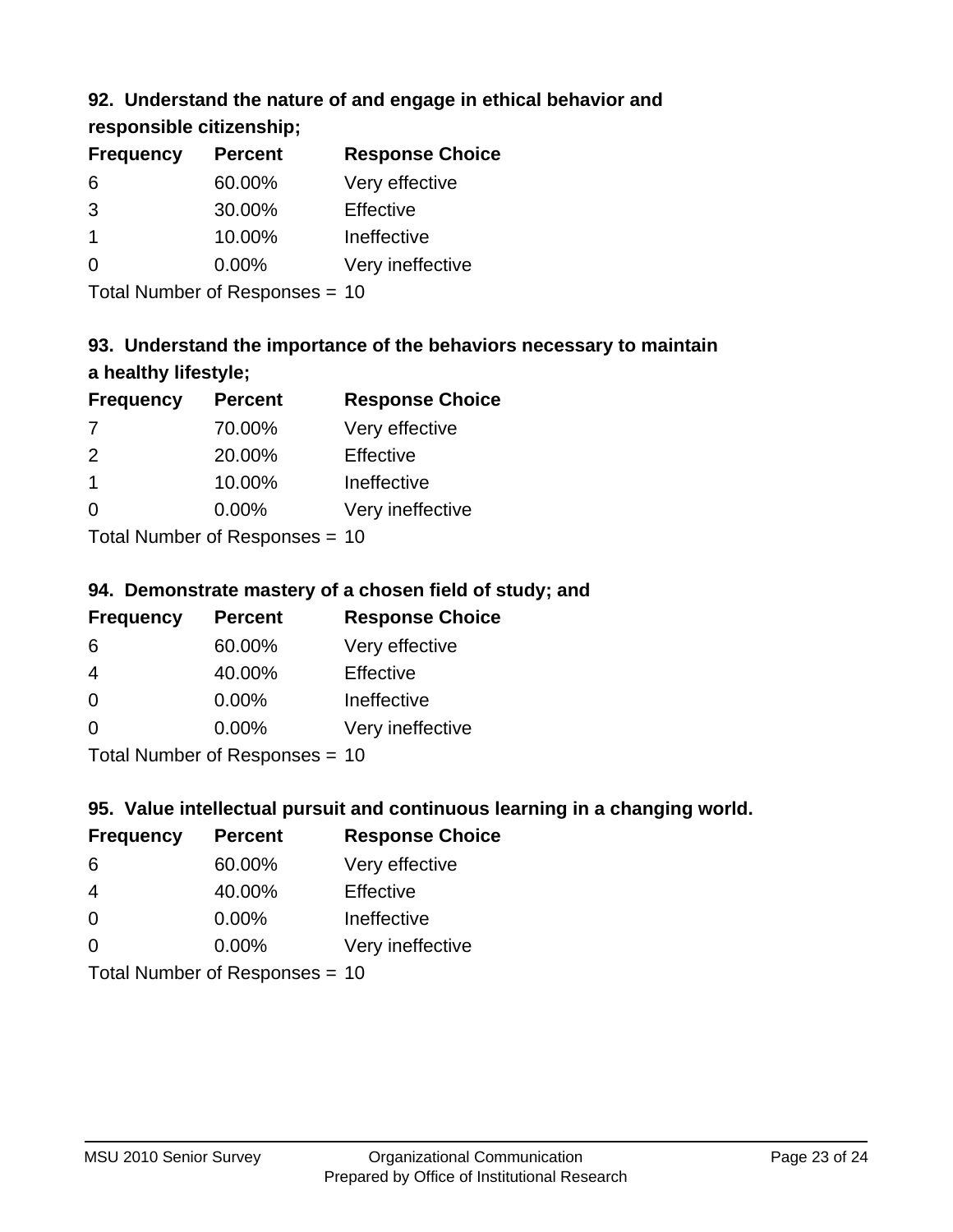### 92. Understand the nature of and engage in ethical behavior and responsible citizenship;

| Frequency | Percent | Response Choice |
|---|---|---|
| 6 | 60.00% | Very effective |
| 3 | 30.00% | Effective |
| 1 | 10.00% | Ineffective |
| 0 | 0.00% | Very ineffective |

Total Number of Responses = 10

### 93. Understand the importance of the behaviors necessary to maintain a healthy lifestyle;

| Frequency | Percent | Response Choice |
|---|---|---|
| 7 | 70.00% | Very effective |
| 2 | 20.00% | Effective |
| 1 | 10.00% | Ineffective |
| 0 | 0.00% | Very ineffective |

Total Number of Responses = 10

### 94. Demonstrate mastery of a chosen field of study; and

| Frequency | Percent | Response Choice |
|---|---|---|
| 6 | 60.00% | Very effective |
| 4 | 40.00% | Effective |
| 0 | 0.00% | Ineffective |
| 0 | 0.00% | Very ineffective |

Total Number of Responses = 10

### 95. Value intellectual pursuit and continuous learning in a changing world.

| Frequency | Percent | Response Choice |
|---|---|---|
| 6 | 60.00% | Very effective |
| 4 | 40.00% | Effective |
| 0 | 0.00% | Ineffective |
| 0 | 0.00% | Very ineffective |

Total Number of Responses = 10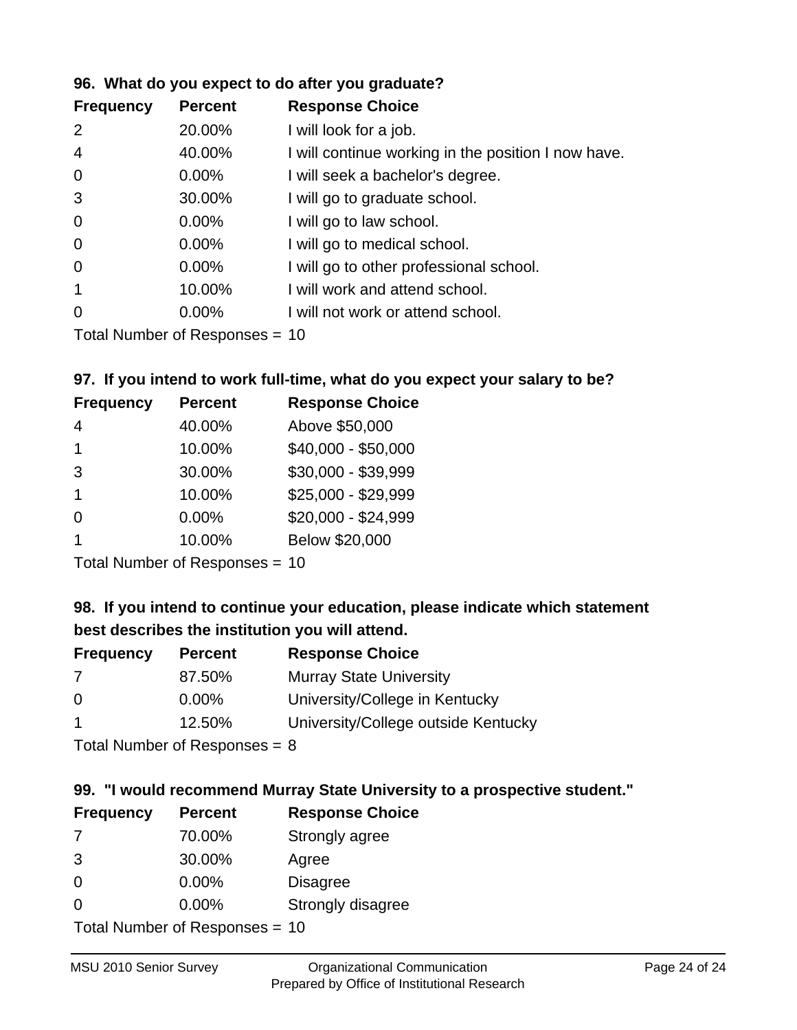### 96. What do you expect to do after you graduate?

| Frequency | Percent | Response Choice |
|---|---|---|
| 2 | 20.00% | I will look for a job. |
| 4 | 40.00% | I will continue working in the position I now have. |
| 0 | 0.00% | I will seek a bachelor's degree. |
| 3 | 30.00% | I will go to graduate school. |
| 0 | 0.00% | I will go to law school. |
| 0 | 0.00% | I will go to medical school. |
| 0 | 0.00% | I will go to other professional school. |
| 1 | 10.00% | I will work and attend school. |
| 0 | 0.00% | I will not work or attend school. |

Total Number of Responses = 10

### 97. If you intend to work full-time, what do you expect your salary to be?

| Frequency | Percent | Response Choice |
|---|---|---|
| 4 | 40.00% | Above $50,000 |
| 1 | 10.00% | $40,000 - $50,000 |
| 3 | 30.00% | $30,000 - $39,999 |
| 1 | 10.00% | $25,000 - $29,999 |
| 0 | 0.00% | $20,000 - $24,999 |
| 1 | 10.00% | Below $20,000 |

Total Number of Responses = 10

### 98. If you intend to continue your education, please indicate which statement best describes the institution you will attend.

| Frequency | Percent | Response Choice |
|---|---|---|
| 7 | 87.50% | Murray State University |
| 0 | 0.00% | University/College in Kentucky |
| 1 | 12.50% | University/College outside Kentucky |

Total Number of Responses = 8

### 99. "I would recommend Murray State University to a prospective student."

| Frequency | Percent | Response Choice |
|---|---|---|
| 7 | 70.00% | Strongly agree |
| 3 | 30.00% | Agree |
| 0 | 0.00% | Disagree |
| 0 | 0.00% | Strongly disagree |

Total Number of Responses = 10